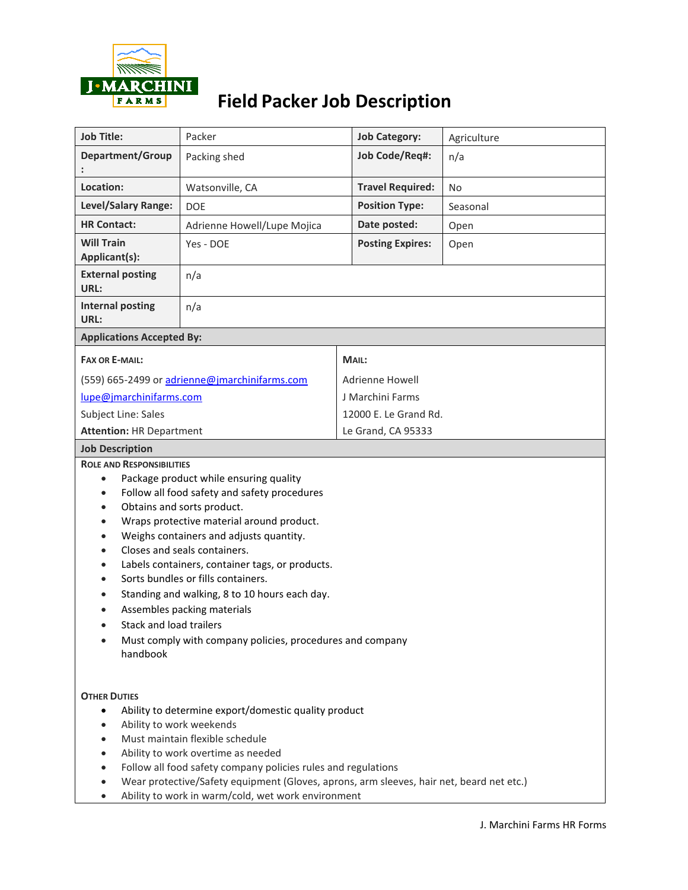J·MARCHINI FARMS

# Field Packer Job Description

| Job Title: | Packer | Job Category: | Agriculture |
|---|---|---|---|
| Department/Group: | Packing shed | Job Code/Req#: | n/a |
| Location: | Watsonville, CA | Travel Required: | No |
| Level/Salary Range: | DOE | Position Type: | Seasonal |
| HR Contact: | Adrienne Howell/Lupe Mojica | Date posted: | Open |
| Will Train Applicant(s): | Yes - DOE | Posting Expires: | Open |
| External posting URL: | n/a | | |
| Internal posting URL: | n/a | | |

## Applications Accepted By:

| FAX OR E-MAIL: | MAIL: |
|---|---|
| (559) 665-2499 or adrienne@jmarchinifarms.com | Adrienne Howell |
| lupe@jmarchinifarms.com | J Marchini Farms |
| Subject Line: Sales | 12000 E. Le Grand Rd. |
| **Attention:** HR Department | Le Grand, CA 95333 |

## Job Description

### ROLE AND RESPONSIBILITIES

- Package product while ensuring quality
- Follow all food safety and safety procedures
- Obtains and sorts product.
- Wraps protective material around product.
- Weighs containers and adjusts quantity.
- Closes and seals containers.
- Labels containers, container tags, or products.
- Sorts bundles or fills containers.
- Standing and walking, 8 to 10 hours each day.
- Assembles packing materials
- Stack and load trailers
- Must comply with company policies, procedures and company handbook

### OTHER DUTIES

- Ability to determine export/domestic quality product
- Ability to work weekends
- Must maintain flexible schedule
- Ability to work overtime as needed
- Follow all food safety company policies rules and regulations
- Wear protective/Safety equipment (Gloves, aprons, arm sleeves, hair net, beard net etc.)
- Ability to work in warm/cold, wet work environment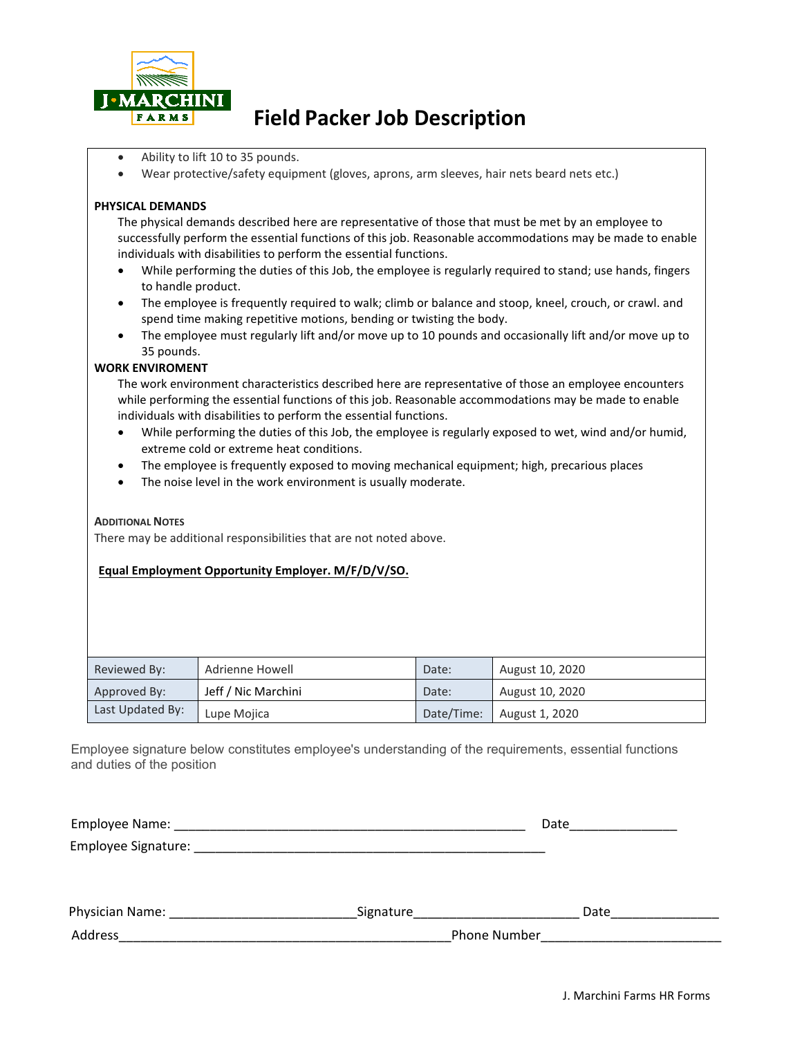# Field Packer Job Description

- Ability to lift 10 to 35 pounds.
- Wear protective/safety equipment (gloves, aprons, arm sleeves, hair nets beard nets etc.)

**PHYSICAL DEMANDS**

The physical demands described here are representative of those that must be met by an employee to successfully perform the essential functions of this job. Reasonable accommodations may be made to enable individuals with disabilities to perform the essential functions.

- While performing the duties of this Job, the employee is regularly required to stand; use hands, fingers to handle product.
- The employee is frequently required to walk; climb or balance and stoop, kneel, crouch, or crawl. and spend time making repetitive motions, bending or twisting the body.
- The employee must regularly lift and/or move up to 10 pounds and occasionally lift and/or move up to 35 pounds.

**WORK ENVIROMENT**

The work environment characteristics described here are representative of those an employee encounters while performing the essential functions of this job. Reasonable accommodations may be made to enable individuals with disabilities to perform the essential functions.

- While performing the duties of this Job, the employee is regularly exposed to wet, wind and/or humid, extreme cold or extreme heat conditions.
- The employee is frequently exposed to moving mechanical equipment; high, precarious places
- The noise level in the work environment is usually moderate.

**ADDITIONAL NOTES**

There may be additional responsibilities that are not noted above.

**Equal Employment Opportunity Employer. M/F/D/V/SO.**

| | | | |
|---|---|---|---|
| Reviewed By: | Adrienne Howell | Date: | August 10, 2020 |
| Approved By: | Jeff / Nic Marchini | Date: | August 10, 2020 |
| Last Updated By: | Lupe Mojica | Date/Time: | August 1, 2020 |

Employee signature below constitutes employee's understanding of the requirements, essential functions and duties of the position

Employee Name: ________________________________________________ Date______________

Employee Signature: ________________________________________________

Physician Name: ________________________Signature______________________ Date______________

Address_____________________________________________Phone Number_______________________

J. Marchini Farms HR Forms